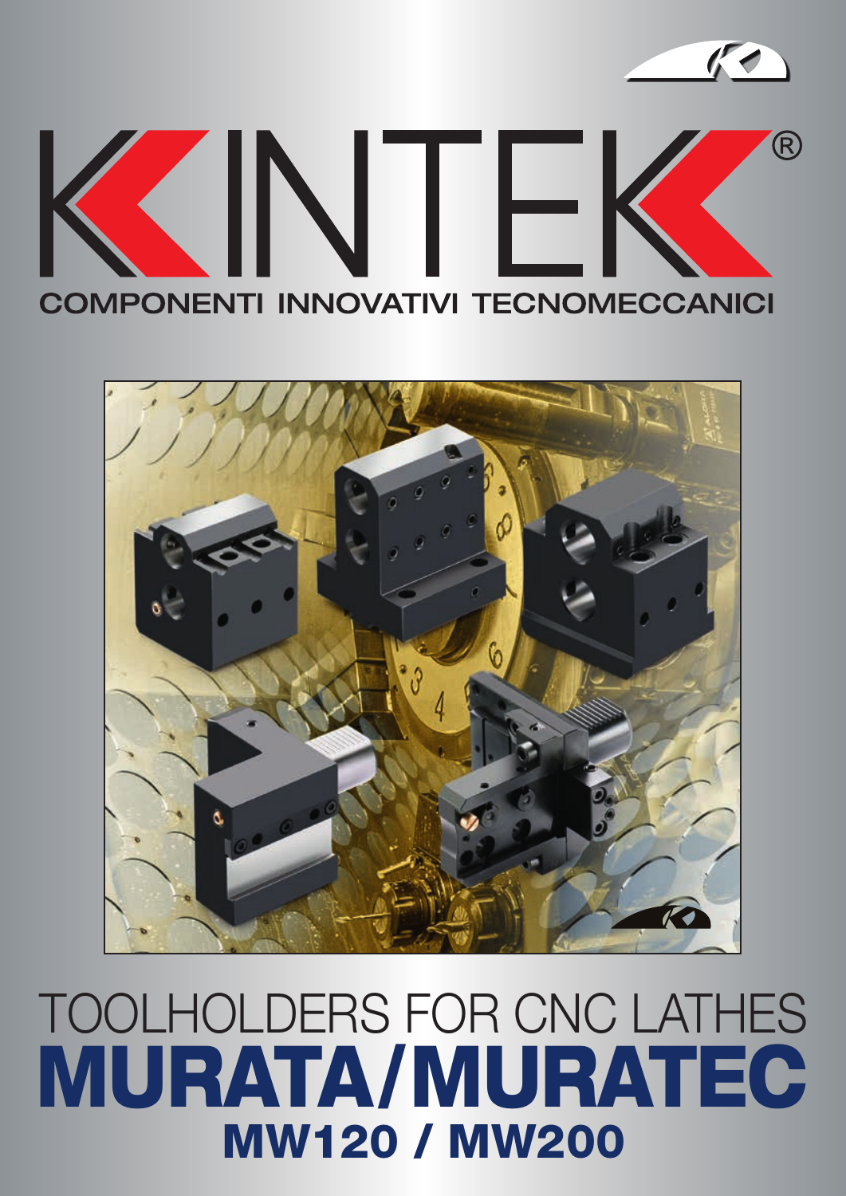# KINTEK®

COMPONENTI INNOVATIVI TECNOMECCANICI

# TOOLHOLDERS FOR CNC LATHES

# MURATA/MURATEC

## MW120 / MW200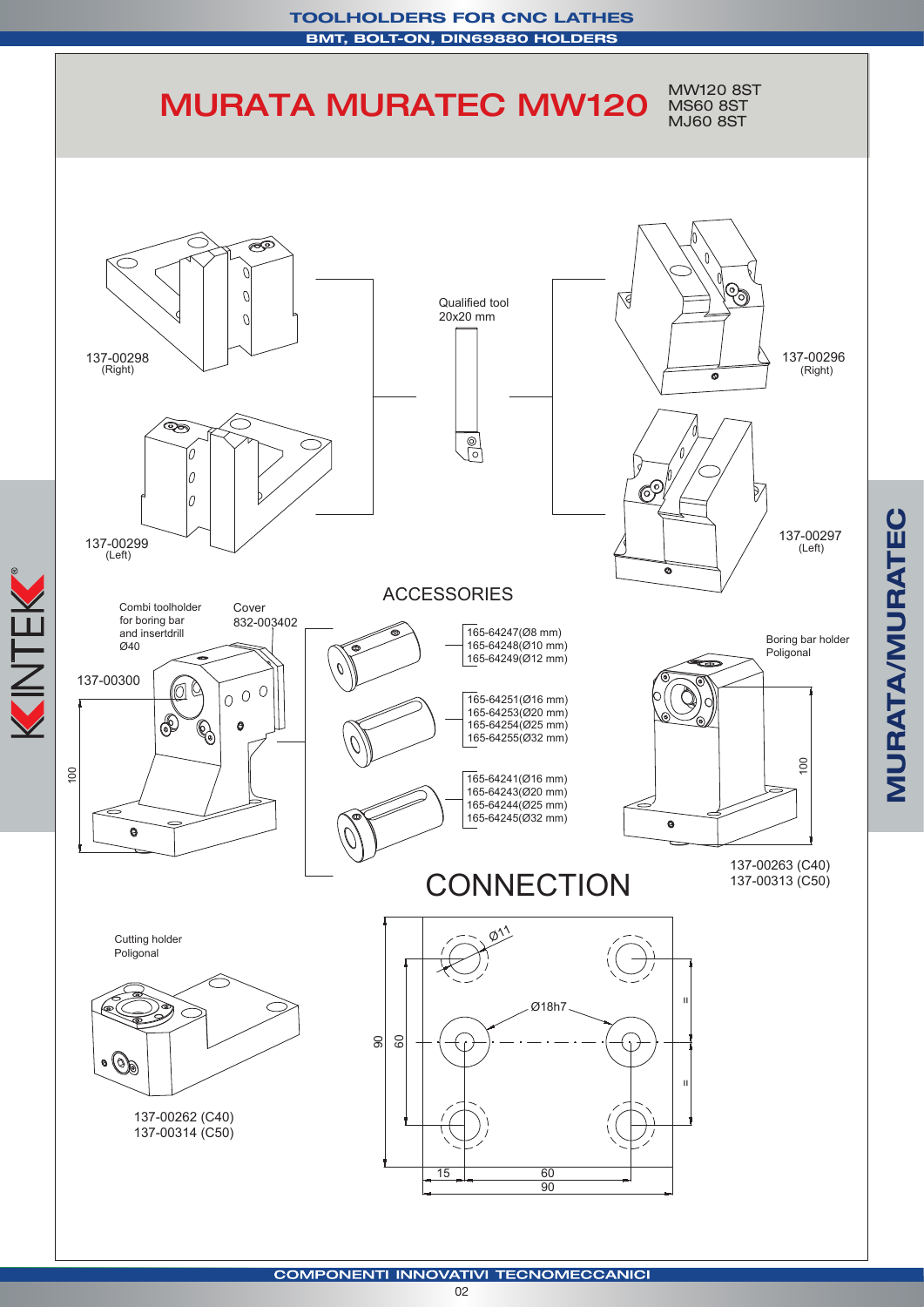# MURATA MURATEC MW120

MW120 8ST
MS60 8ST
MJ60 8ST

137-00298
(Right)

137-00299
(Left)

Qualified tool
20x20 mm

137-00296
(Right)

137-00297
(Left)

## ACCESSORIES

Combi toolholder for boring bar and insertdrill Ø40

Cover
832-003402

137-00300

100

165-64247(Ø8 mm)
165-64248(Ø10 mm)
165-64249(Ø12 mm)

165-64251(Ø16 mm)
165-64253(Ø20 mm)
165-64254(Ø25 mm)
165-64255(Ø32 mm)

165-64241(Ø16 mm)
165-64243(Ø20 mm)
165-64244(Ø25 mm)
165-64245(Ø32 mm)

Boring bar holder
Poligonal

100

137-00263 (C40)
137-00313 (C50)

## CONNECTION

Cutting holder
Poligonal

137-00262 (C40)
137-00314 (C50)

Ø11

Ø18h7

90

60

=

=

15

60

90

COMPONENTI INNOVATIVI TECNOMECCANICI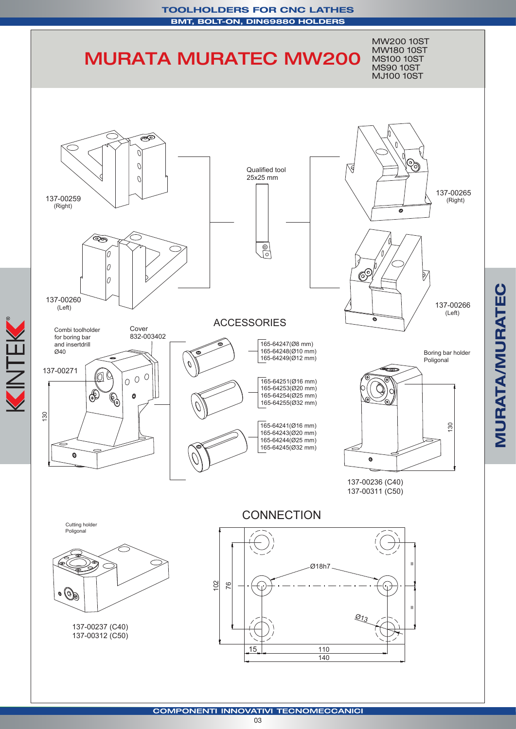# MURATA MURATEC MW200

MW200 10ST
MW180 10ST
MS100 10ST
MS90 10ST
MJ100 10ST

137-00259
(Right)

137-00260
(Left)

Qualified tool
25x25 mm

137-00265
(Right)

137-00266
(Left)

## ACCESSORIES

Combi toolholder
for boring bar
and insertdrill
Ø40

Cover
832-003402

137-00271

130

165-64247(Ø8 mm)
165-64248(Ø10 mm)
165-64249(Ø12 mm)

165-64251(Ø16 mm)
165-64253(Ø20 mm)
165-64254(Ø25 mm)
165-64255(Ø32 mm)

165-64241(Ø16 mm)
165-64243(Ø20 mm)
165-64244(Ø25 mm)
165-64245(Ø32 mm)

Boring bar holder
Poligonal

130

137-00236 (C40)
137-00311 (C50)

## CONNECTION

Cutting holder
Poligonal

137-00237 (C40)
137-00312 (C50)

Ø18h7
Ø13
102
76
15
110
140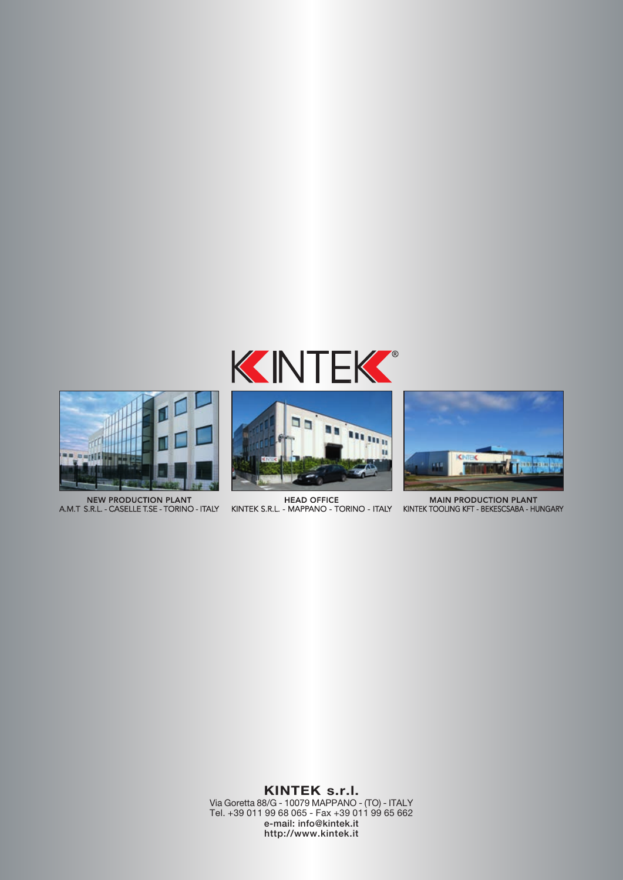NEW PRODUCTION PLANT
A.M.T S.R.L. - CASELLE T.SE - TORINO - ITALY

HEAD OFFICE
KINTEK S.R.L. - MAPPANO - TORINO - ITALY

MAIN PRODUCTION PLANT
KINTEK TOOLING KFT - BEKESCSABA - HUNGARY

**KINTEK s.r.l.**
Via Goretta 88/G - 10079 MAPPANO - (TO) - ITALY
Tel. +39 011 99 68 065 - Fax +39 011 99 65 662
**e-mail: info@kintek.it**
**http://www.kintek.it**